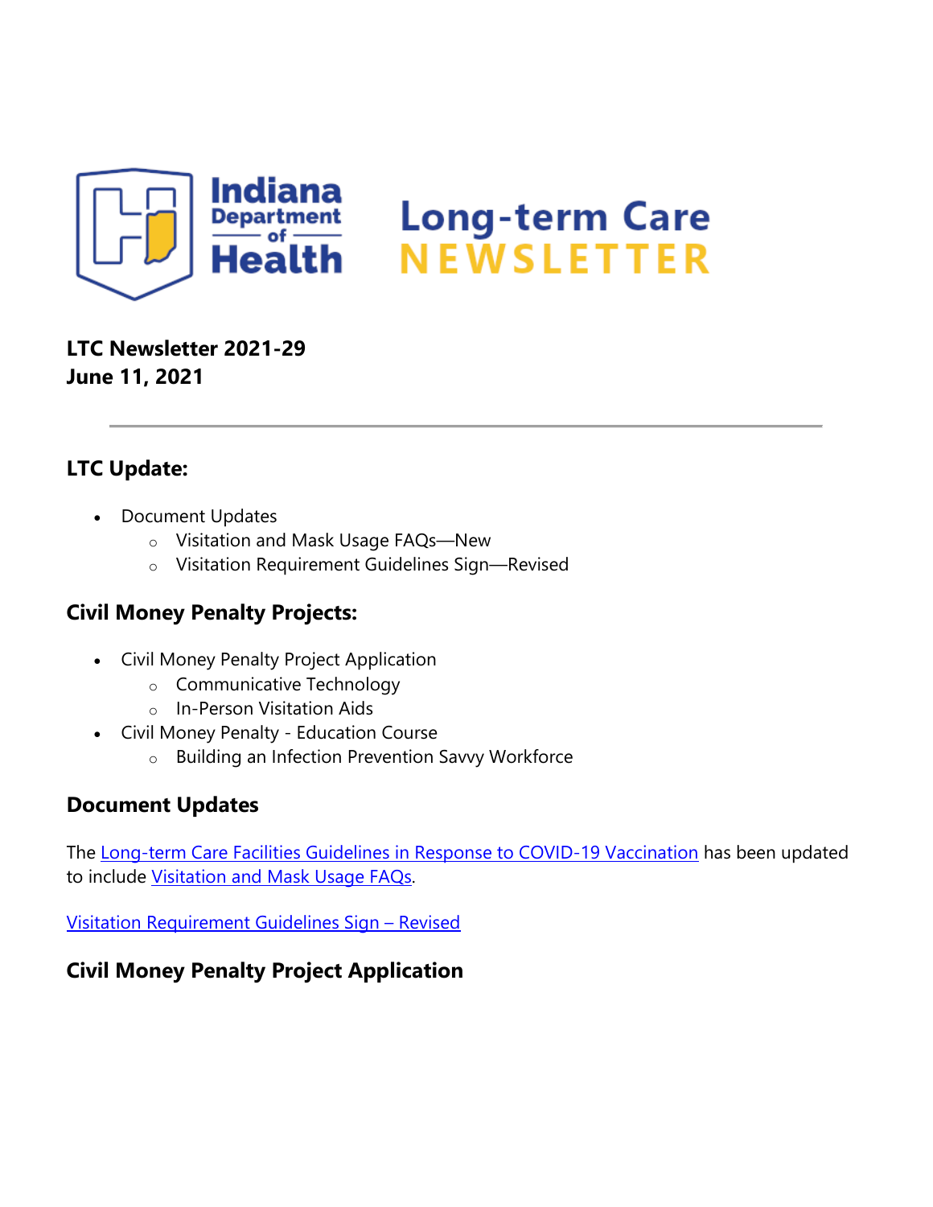# Long-term Care NEWSLETTER

**LTC Newsletter 2021-29**
**June 11, 2021**

---

## LTC Update:

- Document Updates
  - Visitation and Mask Usage FAQs—New
  - Visitation Requirement Guidelines Sign—Revised

## Civil Money Penalty Projects:

- Civil Money Penalty Project Application
  - Communicative Technology
  - In-Person Visitation Aids
- Civil Money Penalty - Education Course
  - Building an Infection Prevention Savvy Workforce

## Document Updates

The Long-term Care Facilities Guidelines in Response to COVID-19 Vaccination has been updated to include Visitation and Mask Usage FAQs.

Visitation Requirement Guidelines Sign – Revised

## Civil Money Penalty Project Application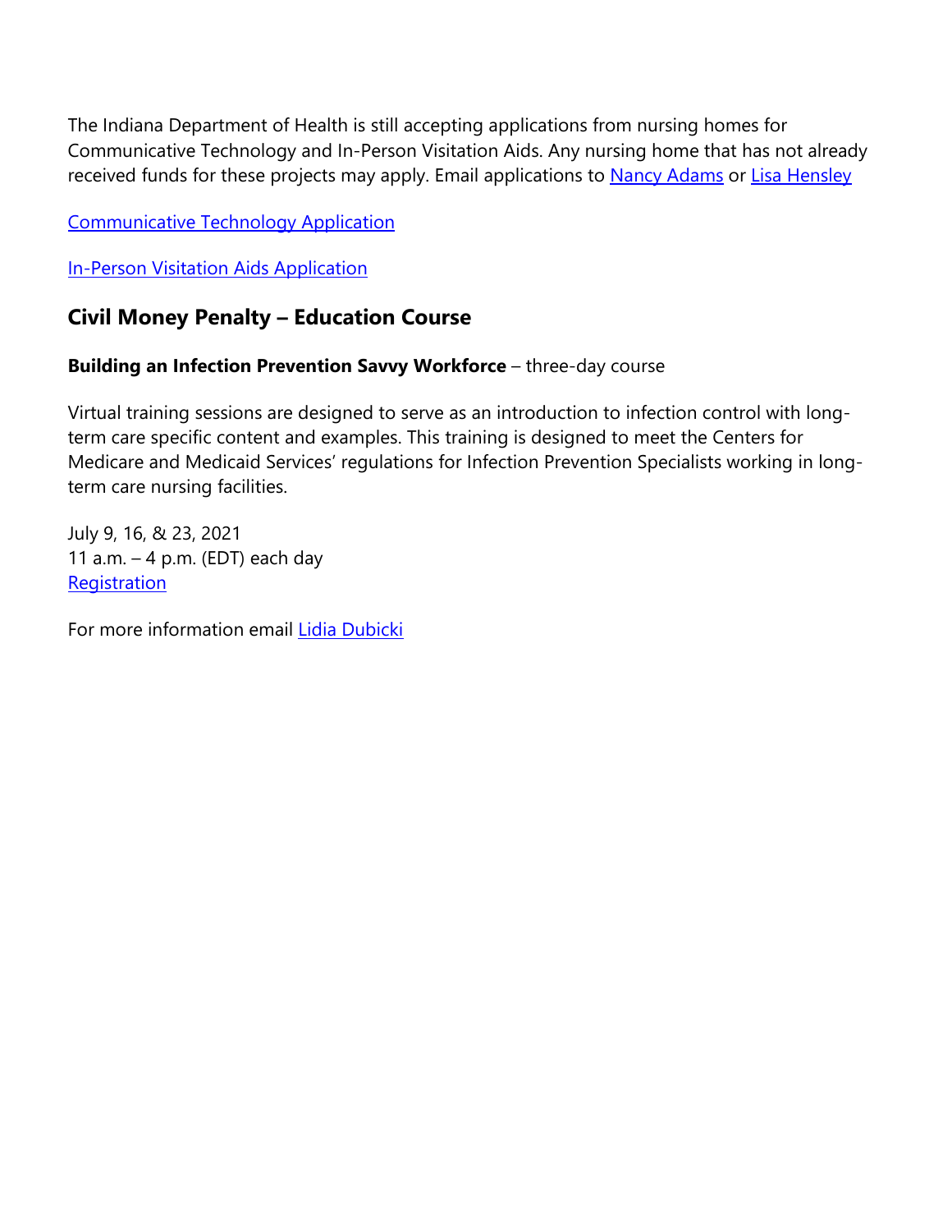The Indiana Department of Health is still accepting applications from nursing homes for Communicative Technology and In-Person Visitation Aids. Any nursing home that has not already received funds for these projects may apply. Email applications to Nancy Adams or Lisa Hensley

Communicative Technology Application

In-Person Visitation Aids Application

## Civil Money Penalty – Education Course

**Building an Infection Prevention Savvy Workforce** – three-day course

Virtual training sessions are designed to serve as an introduction to infection control with long-term care specific content and examples. This training is designed to meet the Centers for Medicare and Medicaid Services' regulations for Infection Prevention Specialists working in long-term care nursing facilities.

July 9, 16, & 23, 2021
11 a.m. – 4 p.m. (EDT) each day
Registration

For more information email Lidia Dubicki